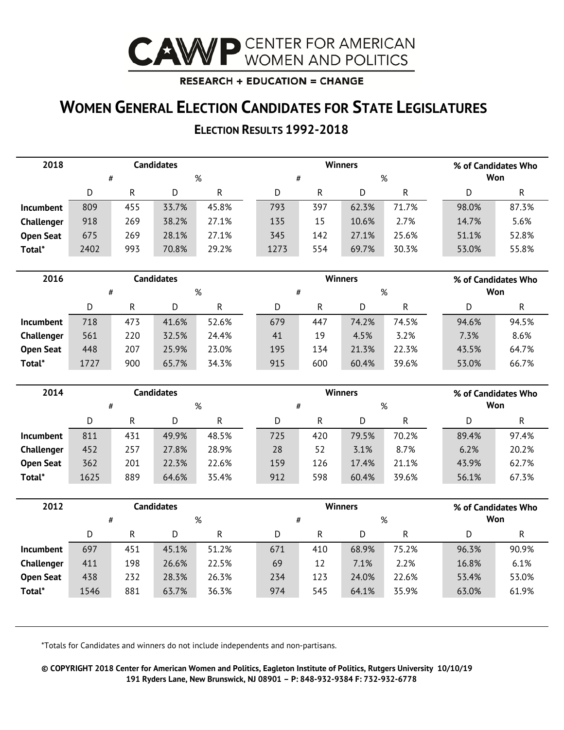# CAWP CENTER FOR AMERICAN WOMEN AND POLITICS

**RESEARCH + EDUCATION = CHANGE**

## WOMEN GENERAL ELECTION CANDIDATES FOR STATE LEGISLATURES

### ELECTION RESULTS 1992-2018

| 2018 | Candidates | | | | Winners | | | | % of Candidates Who Won | |
|---|---|---|---|---|---|---|---|---|---|---|
| | # | | % | | # | | % | | | |
| | D | R | D | R | D | R | D | R | D | R |
| **Incumbent** | 809 | 455 | 33.7% | 45.8% | 793 | 397 | 62.3% | 71.7% | 98.0% | 87.3% |
| **Challenger** | 918 | 269 | 38.2% | 27.1% | 135 | 15 | 10.6% | 2.7% | 14.7% | 5.6% |
| **Open Seat** | 675 | 269 | 28.1% | 27.1% | 345 | 142 | 27.1% | 25.6% | 51.1% | 52.8% |
| **Total*** | 2402 | 993 | 70.8% | 29.2% | 1273 | 554 | 69.7% | 30.3% | 53.0% | 55.8% |

| 2016 | Candidates | | | | Winners | | | | % of Candidates Who Won | |
|---|---|---|---|---|---|---|---|---|---|---|
| | # | | % | | # | | % | | | |
| | D | R | D | R | D | R | D | R | D | R |
| **Incumbent** | 718 | 473 | 41.6% | 52.6% | 679 | 447 | 74.2% | 74.5% | 94.6% | 94.5% |
| **Challenger** | 561 | 220 | 32.5% | 24.4% | 41 | 19 | 4.5% | 3.2% | 7.3% | 8.6% |
| **Open Seat** | 448 | 207 | 25.9% | 23.0% | 195 | 134 | 21.3% | 22.3% | 43.5% | 64.7% |
| **Total*** | 1727 | 900 | 65.7% | 34.3% | 915 | 600 | 60.4% | 39.6% | 53.0% | 66.7% |

| 2014 | Candidates | | | | Winners | | | | % of Candidates Who Won | |
|---|---|---|---|---|---|---|---|---|---|---|
| | # | | % | | # | | % | | | |
| | D | R | D | R | D | R | D | R | D | R |
| **Incumbent** | 811 | 431 | 49.9% | 48.5% | 725 | 420 | 79.5% | 70.2% | 89.4% | 97.4% |
| **Challenger** | 452 | 257 | 27.8% | 28.9% | 28 | 52 | 3.1% | 8.7% | 6.2% | 20.2% |
| **Open Seat** | 362 | 201 | 22.3% | 22.6% | 159 | 126 | 17.4% | 21.1% | 43.9% | 62.7% |
| **Total*** | 1625 | 889 | 64.6% | 35.4% | 912 | 598 | 60.4% | 39.6% | 56.1% | 67.3% |

| 2012 | Candidates | | | | Winners | | | | % of Candidates Who Won | |
|---|---|---|---|---|---|---|---|---|---|---|
| | # | | % | | # | | % | | | |
| | D | R | D | R | D | R | D | R | D | R |
| **Incumbent** | 697 | 451 | 45.1% | 51.2% | 671 | 410 | 68.9% | 75.2% | 96.3% | 90.9% |
| **Challenger** | 411 | 198 | 26.6% | 22.5% | 69 | 12 | 7.1% | 2.2% | 16.8% | 6.1% |
| **Open Seat** | 438 | 232 | 28.3% | 26.3% | 234 | 123 | 24.0% | 22.6% | 53.4% | 53.0% |
| **Total*** | 1546 | 881 | 63.7% | 36.3% | 974 | 545 | 64.1% | 35.9% | 63.0% | 61.9% |

*Totals for Candidates and winners do not include independents and non-partisans.

**© COPYRIGHT 2018 Center for American Women and Politics, Eagleton Institute of Politics, Rutgers University 10/10/19**
**191 Ryders Lane, New Brunswick, NJ 08901 – P: 848-932-9384 F: 732-932-6778**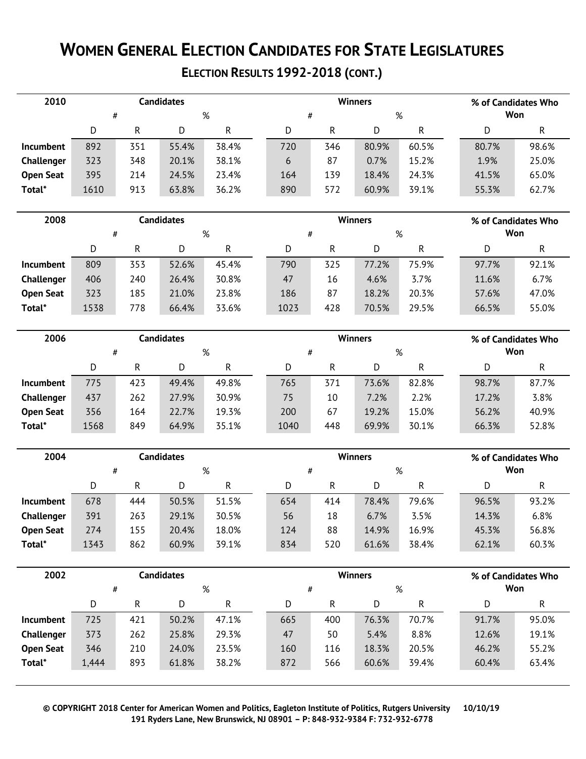# WOMEN GENERAL ELECTION CANDIDATES FOR STATE LEGISLATURES

## ELECTION RESULTS 1992-2018 (CONT.)

| 2010 | Candidates | | | | Winners | | | | % of Candidates Who Won | |
|---|---|---|---|---|---|---|---|---|---|---|
| | # | | % | | # | | % | | | |
| | D | R | D | R | D | R | D | R | D | R |
| **Incumbent** | 892 | 351 | 55.4% | 38.4% | 720 | 346 | 80.9% | 60.5% | 80.7% | 98.6% |
| **Challenger** | 323 | 348 | 20.1% | 38.1% | 6 | 87 | 0.7% | 15.2% | 1.9% | 25.0% |
| **Open Seat** | 395 | 214 | 24.5% | 23.4% | 164 | 139 | 18.4% | 24.3% | 41.5% | 65.0% |
| **Total*** | 1610 | 913 | 63.8% | 36.2% | 890 | 572 | 60.9% | 39.1% | 55.3% | 62.7% |

| 2008 | Candidates | | | | Winners | | | | % of Candidates Who Won | |
|---|---|---|---|---|---|---|---|---|---|---|
| | # | | % | | # | | % | | | |
| | D | R | D | R | D | R | D | R | D | R |
| **Incumbent** | 809 | 353 | 52.6% | 45.4% | 790 | 325 | 77.2% | 75.9% | 97.7% | 92.1% |
| **Challenger** | 406 | 240 | 26.4% | 30.8% | 47 | 16 | 4.6% | 3.7% | 11.6% | 6.7% |
| **Open Seat** | 323 | 185 | 21.0% | 23.8% | 186 | 87 | 18.2% | 20.3% | 57.6% | 47.0% |
| **Total*** | 1538 | 778 | 66.4% | 33.6% | 1023 | 428 | 70.5% | 29.5% | 66.5% | 55.0% |

| 2006 | Candidates | | | | Winners | | | | % of Candidates Who Won | |
|---|---|---|---|---|---|---|---|---|---|---|
| | # | | % | | # | | % | | | |
| | D | R | D | R | D | R | D | R | D | R |
| **Incumbent** | 775 | 423 | 49.4% | 49.8% | 765 | 371 | 73.6% | 82.8% | 98.7% | 87.7% |
| **Challenger** | 437 | 262 | 27.9% | 30.9% | 75 | 10 | 7.2% | 2.2% | 17.2% | 3.8% |
| **Open Seat** | 356 | 164 | 22.7% | 19.3% | 200 | 67 | 19.2% | 15.0% | 56.2% | 40.9% |
| **Total*** | 1568 | 849 | 64.9% | 35.1% | 1040 | 448 | 69.9% | 30.1% | 66.3% | 52.8% |

| 2004 | Candidates | | | | Winners | | | | % of Candidates Who Won | |
|---|---|---|---|---|---|---|---|---|---|---|
| | # | | % | | # | | % | | | |
| | D | R | D | R | D | R | D | R | D | R |
| **Incumbent** | 678 | 444 | 50.5% | 51.5% | 654 | 414 | 78.4% | 79.6% | 96.5% | 93.2% |
| **Challenger** | 391 | 263 | 29.1% | 30.5% | 56 | 18 | 6.7% | 3.5% | 14.3% | 6.8% |
| **Open Seat** | 274 | 155 | 20.4% | 18.0% | 124 | 88 | 14.9% | 16.9% | 45.3% | 56.8% |
| **Total*** | 1343 | 862 | 60.9% | 39.1% | 834 | 520 | 61.6% | 38.4% | 62.1% | 60.3% |

| 2002 | Candidates | | | | Winners | | | | % of Candidates Who Won | |
|---|---|---|---|---|---|---|---|---|---|---|
| | # | | % | | # | | % | | | |
| | D | R | D | R | D | R | D | R | D | R |
| **Incumbent** | 725 | 421 | 50.2% | 47.1% | 665 | 400 | 76.3% | 70.7% | 91.7% | 95.0% |
| **Challenger** | 373 | 262 | 25.8% | 29.3% | 47 | 50 | 5.4% | 8.8% | 12.6% | 19.1% |
| **Open Seat** | 346 | 210 | 24.0% | 23.5% | 160 | 116 | 18.3% | 20.5% | 46.2% | 55.2% |
| **Total*** | 1,444 | 893 | 61.8% | 38.2% | 872 | 566 | 60.6% | 39.4% | 60.4% | 63.4% |

**© COPYRIGHT 2018 Center for American Women and Politics, Eagleton Institute of Politics, Rutgers University 10/10/19**
**191 Ryders Lane, New Brunswick, NJ 08901 – P: 848-932-9384 F: 732-932-6778**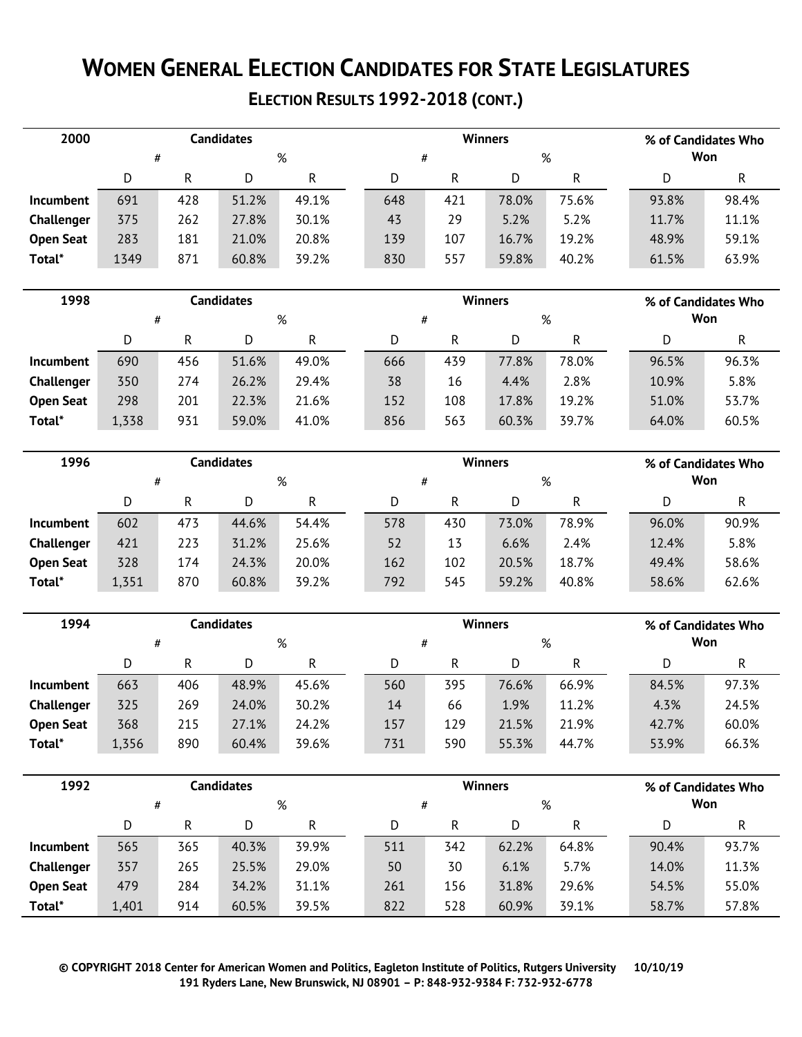# WOMEN GENERAL ELECTION CANDIDATES FOR STATE LEGISLATURES

## ELECTION RESULTS 1992-2018 (CONT.)

| 2000 | Candidates | | | | Winners | | | | % of Candidates Who Won | |
|---|---|---|---|---|---|---|---|---|---|---|
| | # | | % | | # | | % | | | |
| | D | R | D | R | D | R | D | R | D | R |
| **Incumbent** | 691 | 428 | 51.2% | 49.1% | 648 | 421 | 78.0% | 75.6% | 93.8% | 98.4% |
| **Challenger** | 375 | 262 | 27.8% | 30.1% | 43 | 29 | 5.2% | 5.2% | 11.7% | 11.1% |
| **Open Seat** | 283 | 181 | 21.0% | 20.8% | 139 | 107 | 16.7% | 19.2% | 48.9% | 59.1% |
| **Total*** | 1349 | 871 | 60.8% | 39.2% | 830 | 557 | 59.8% | 40.2% | 61.5% | 63.9% |

| 1998 | Candidates | | | | Winners | | | | % of Candidates Who Won | |
|---|---|---|---|---|---|---|---|---|---|---|
| | # | | % | | # | | % | | | |
| | D | R | D | R | D | R | D | R | D | R |
| **Incumbent** | 690 | 456 | 51.6% | 49.0% | 666 | 439 | 77.8% | 78.0% | 96.5% | 96.3% |
| **Challenger** | 350 | 274 | 26.2% | 29.4% | 38 | 16 | 4.4% | 2.8% | 10.9% | 5.8% |
| **Open Seat** | 298 | 201 | 22.3% | 21.6% | 152 | 108 | 17.8% | 19.2% | 51.0% | 53.7% |
| **Total*** | 1,338 | 931 | 59.0% | 41.0% | 856 | 563 | 60.3% | 39.7% | 64.0% | 60.5% |

| 1996 | Candidates | | | | Winners | | | | % of Candidates Who Won | |
|---|---|---|---|---|---|---|---|---|---|---|
| | # | | % | | # | | % | | | |
| | D | R | D | R | D | R | D | R | D | R |
| **Incumbent** | 602 | 473 | 44.6% | 54.4% | 578 | 430 | 73.0% | 78.9% | 96.0% | 90.9% |
| **Challenger** | 421 | 223 | 31.2% | 25.6% | 52 | 13 | 6.6% | 2.4% | 12.4% | 5.8% |
| **Open Seat** | 328 | 174 | 24.3% | 20.0% | 162 | 102 | 20.5% | 18.7% | 49.4% | 58.6% |
| **Total*** | 1,351 | 870 | 60.8% | 39.2% | 792 | 545 | 59.2% | 40.8% | 58.6% | 62.6% |

| 1994 | Candidates | | | | Winners | | | | % of Candidates Who Won | |
|---|---|---|---|---|---|---|---|---|---|---|
| | # | | % | | # | | % | | | |
| | D | R | D | R | D | R | D | R | D | R |
| **Incumbent** | 663 | 406 | 48.9% | 45.6% | 560 | 395 | 76.6% | 66.9% | 84.5% | 97.3% |
| **Challenger** | 325 | 269 | 24.0% | 30.2% | 14 | 66 | 1.9% | 11.2% | 4.3% | 24.5% |
| **Open Seat** | 368 | 215 | 27.1% | 24.2% | 157 | 129 | 21.5% | 21.9% | 42.7% | 60.0% |
| **Total*** | 1,356 | 890 | 60.4% | 39.6% | 731 | 590 | 55.3% | 44.7% | 53.9% | 66.3% |

| 1992 | Candidates | | | | Winners | | | | % of Candidates Who Won | |
|---|---|---|---|---|---|---|---|---|---|---|
| | # | | % | | # | | % | | | |
| | D | R | D | R | D | R | D | R | D | R |
| **Incumbent** | 565 | 365 | 40.3% | 39.9% | 511 | 342 | 62.2% | 64.8% | 90.4% | 93.7% |
| **Challenger** | 357 | 265 | 25.5% | 29.0% | 50 | 30 | 6.1% | 5.7% | 14.0% | 11.3% |
| **Open Seat** | 479 | 284 | 34.2% | 31.1% | 261 | 156 | 31.8% | 29.6% | 54.5% | 55.0% |
| **Total*** | 1,401 | 914 | 60.5% | 39.5% | 822 | 528 | 60.9% | 39.1% | 58.7% | 57.8% |

**© COPYRIGHT 2018 Center for American Women and Politics, Eagleton Institute of Politics, Rutgers University 10/10/19**
**191 Ryders Lane, New Brunswick, NJ 08901 – P: 848-932-9384 F: 732-932-6778**